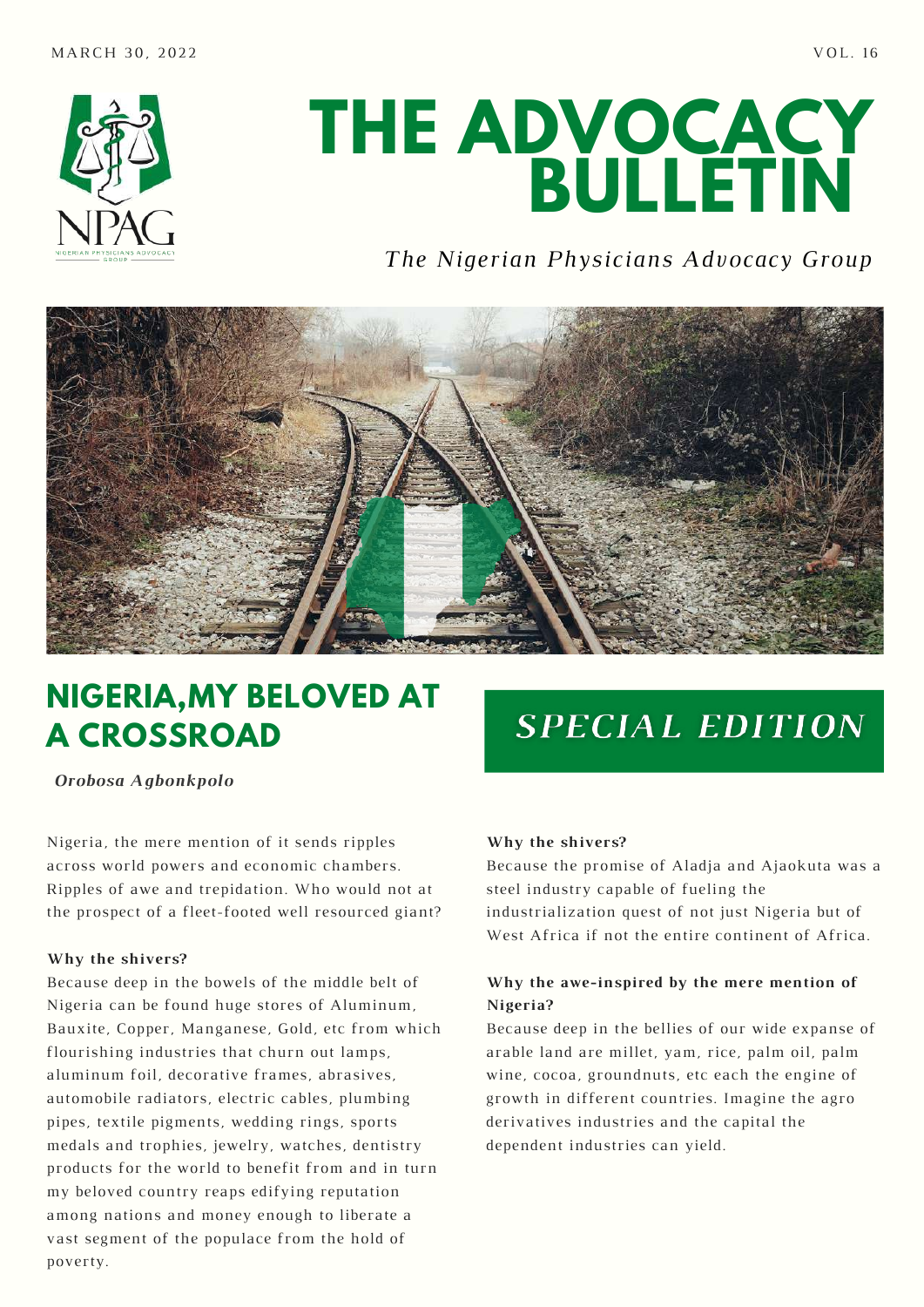MARCH 30, 2022

VOL. 16

# THE ADVOCACY BULLETIN

*The Nigerian Physicians Advocacy Group*

## NIGERIA,MY BELOVED AT A CROSSROAD

***Orobosa Agbonkpolo***

**SPECIAL EDITION**

Nigeria, the mere mention of it sends ripples across world powers and economic chambers. Ripples of awe and trepidation. Who would not at the prospect of a fleet-footed well resourced giant?

**Why the shivers?**

Because deep in the bowels of the middle belt of Nigeria can be found huge stores of Aluminum, Bauxite, Copper, Manganese, Gold, etc from which flourishing industries that churn out lamps, aluminum foil, decorative frames, abrasives, automobile radiators, electric cables, plumbing pipes, textile pigments, wedding rings, sports medals and trophies, jewelry, watches, dentistry products for the world to benefit from and in turn my beloved country reaps edifying reputation among nations and money enough to liberate a vast segment of the populace from the hold of poverty.

**Why the shivers?**

Because the promise of Aladja and Ajaokuta was a steel industry capable of fueling the industrialization quest of not just Nigeria but of West Africa if not the entire continent of Africa.

**Why the awe-inspired by the mere mention of Nigeria?**

Because deep in the bellies of our wide expanse of arable land are millet, yam, rice, palm oil, palm wine, cocoa, groundnuts, etc each the engine of growth in different countries. Imagine the agro derivatives industries and the capital the dependent industries can yield.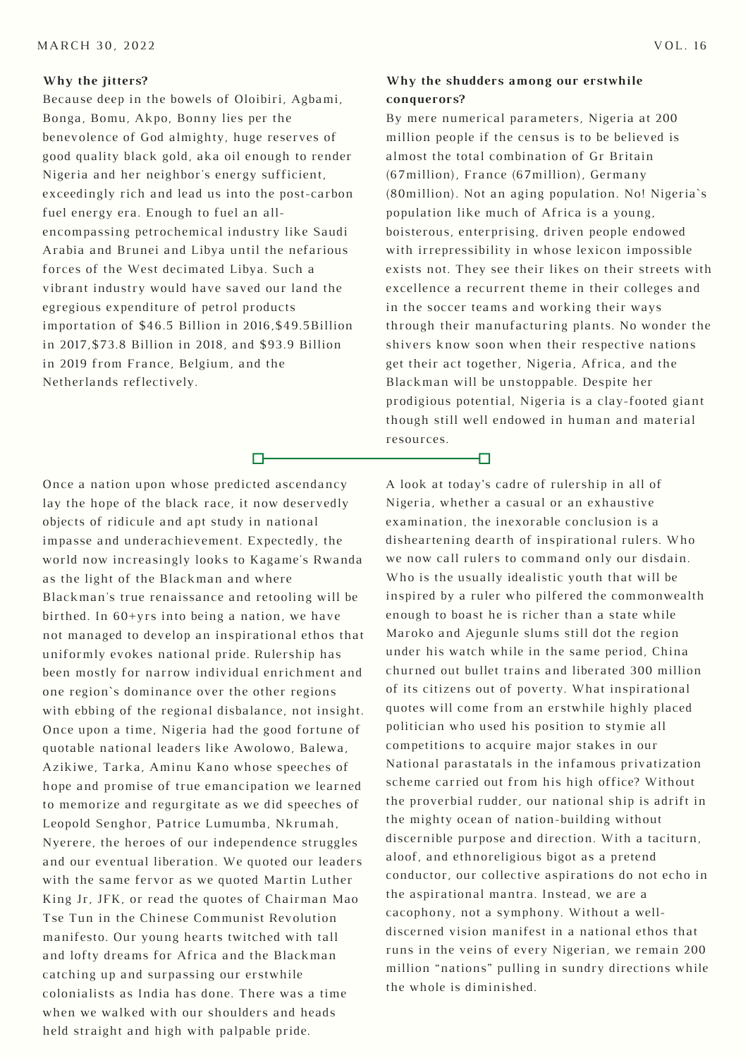**Why the jitters?**

Because deep in the bowels of Oloibiri, Agbami, Bonga, Bomu, Akpo, Bonny lies per the benevolence of God almighty, huge reserves of good quality black gold, aka oil enough to render Nigeria and her neighbor's energy sufficient, exceedingly rich and lead us into the post-carbon fuel energy era. Enough to fuel an all-encompassing petrochemical industry like Saudi Arabia and Brunei and Libya until the nefarious forces of the West decimated Libya. Such a vibrant industry would have saved our land the egregious expenditure of petrol products importation of $46.5 Billion in 2016,$49.5Billion in 2017,$73.8 Billion in 2018, and $93.9 Billion in 2019 from France, Belgium, and the Netherlands reflectively.

**Why the shudders among our erstwhile conquerors?**

By mere numerical parameters, Nigeria at 200 million people if the census is to be believed is almost the total combination of Gr Britain (67million), France (67million), Germany (80million). Not an aging population. No! Nigeria`s population like much of Africa is a young, boisterous, enterprising, driven people endowed with irrepressibility in whose lexicon impossible exists not. They see their likes on their streets with excellence a recurrent theme in their colleges and in the soccer teams and working their ways through their manufacturing plants. No wonder the shivers know soon when their respective nations get their act together, Nigeria, Africa, and the Blackman will be unstoppable. Despite her prodigious potential, Nigeria is a clay-footed giant though still well endowed in human and material resources.

---

Once a nation upon whose predicted ascendancy lay the hope of the black race, it now deservedly objects of ridicule and apt study in national impasse and underachievement. Expectedly, the world now increasingly looks to Kagame's Rwanda as the light of the Blackman and where Blackman's true renaissance and retooling will be birthed. In 60+yrs into being a nation, we have not managed to develop an inspirational ethos that uniformly evokes national pride. Rulership has been mostly for narrow individual enrichment and one region`s dominance over the other regions with ebbing of the regional disbalance, not insight. Once upon a time, Nigeria had the good fortune of quotable national leaders like Awolowo, Balewa, Azikiwe, Tarka, Aminu Kano whose speeches of hope and promise of true emancipation we learned to memorize and regurgitate as we did speeches of Leopold Senghor, Patrice Lumumba, Nkrumah, Nyerere, the heroes of our independence struggles and our eventual liberation. We quoted our leaders with the same fervor as we quoted Martin Luther King Jr, JFK, or read the quotes of Chairman Mao Tse Tun in the Chinese Communist Revolution manifesto. Our young hearts twitched with tall and lofty dreams for Africa and the Blackman catching up and surpassing our erstwhile colonialists as India has done. There was a time when we walked with our shoulders and heads held straight and high with palpable pride.

A look at today's cadre of rulership in all of Nigeria, whether a casual or an exhaustive examination, the inexorable conclusion is a disheartening dearth of inspirational rulers. Who we now call rulers to command only our disdain. Who is the usually idealistic youth that will be inspired by a ruler who pilfered the commonwealth enough to boast he is richer than a state while Maroko and Ajegunle slums still dot the region under his watch while in the same period, China churned out bullet trains and liberated 300 million of its citizens out of poverty. What inspirational quotes will come from an erstwhile highly placed politician who used his position to stymie all competitions to acquire major stakes in our National parastatals in the infamous privatization scheme carried out from his high office? Without the proverbial rudder, our national ship is adrift in the mighty ocean of nation-building without discernible purpose and direction. With a taciturn, aloof, and ethnoreligious bigot as a pretend conductor, our collective aspirations do not echo in the aspirational mantra. Instead, we are a cacophony, not a symphony. Without a well-discerned vision manifest in a national ethos that runs in the veins of every Nigerian, we remain 200 million “nations” pulling in sundry directions while the whole is diminished.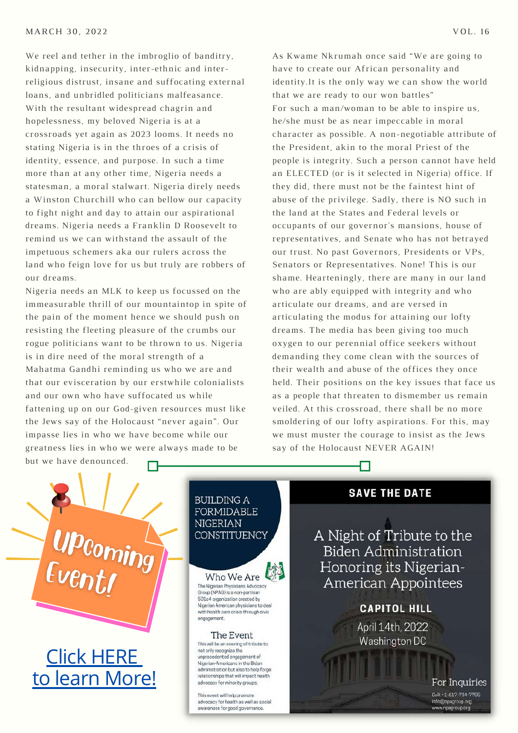We reel and tether in the imbroglio of banditry, kidnapping, insecurity, inter-ethnic and inter-religious distrust, insane and suffocating external loans, and unbridled politicians malfeasance. With the resultant widespread chagrin and hopelessness, my beloved Nigeria is at a crossroads yet again as 2023 looms. It needs no stating Nigeria is in the throes of a crisis of identity, essence, and purpose. In such a time more than at any other time, Nigeria needs a statesman, a moral stalwart. Nigeria direly needs a Winston Churchill who can bellow our capacity to fight night and day to attain our aspirational dreams. Nigeria needs a Franklin D Roosevelt to remind us we can withstand the assault of the impetuous schemers aka our rulers across the land who feign love for us but truly are robbers of our dreams.

Nigeria needs an MLK to keep us focussed on the immeasurable thrill of our mountaintop in spite of the pain of the moment hence we should push on resisting the fleeting pleasure of the crumbs our rogue politicians want to be thrown to us. Nigeria is in dire need of the moral strength of a Mahatma Gandhi reminding us who we are and that our evisceration by our erstwhile colonialists and our own who have suffocated us while fattening up on our God-given resources must like the Jews say of the Holocaust "never again". Our impasse lies in who we have become while our greatness lies in who we were always made to be but we have denounced.

As Kwame Nkrumah once said "We are going to have to create our African personality and identity.It is the only way we can show the world that we are ready to our won battles"

For such a man/woman to be able to inspire us, he/she must be as near impeccable in moral character as possible. A non-negotiable attribute of the President, akin to the moral Priest of the people is integrity. Such a person cannot have held an ELECTED (or is it selected in Nigeria) office. If they did, there must not be the faintest hint of abuse of the privilege. Sadly, there is NO such in the land at the States and Federal levels or occupants of our governor's mansions, house of representatives, and Senate who has not betrayed our trust. No past Governors, Presidents or VPs, Senators or Representatives. None! This is our shame. Hearteningly, there are many in our land who are ably equipped with integrity and who articulate our dreams, and are versed in articulating the modus for attaining our lofty dreams. The media has been giving too much oxygen to our perennial office seekers without demanding they come clean with the sources of their wealth and abuse of the offices they once held. Their positions on the key issues that face us as a people that threaten to dismember us remain veiled. At this crossroad, there shall be no more smoldering of our lofty aspirations. For this, may we must muster the courage to insist as the Jews say of the Holocaust NEVER AGAIN!

**Upcoming Event!**

[Click HERE to learn More!]

## BUILDING A FORMIDABLE NIGERIAN CONSTITUENCY

### Who We Are

The Nigerian Physicians Advocacy Group (NPAG) is a non-partisan 501c4 organization created by Nigerian American physicians to deal with health care crisis through civic engagement.

### The Event

This will be an evening of tribute to not only recognize the unprecedented engagement of Nigerian-Americans in the Biden administration but also to help forge relationships that will impact health advocacy for minority groups.

This event will help promote advocacy for health as well as social awareness for good governance.

## SAVE THE DATE

### A Night of Tribute to the Biden Administration Honoring its Nigerian-American Appointees

**CAPITOL HILL**

April 14th, 2022
Washington DC

For Inquiries
Call: +1-617-734-7755
info@npagroup.org
www.npagroup.org